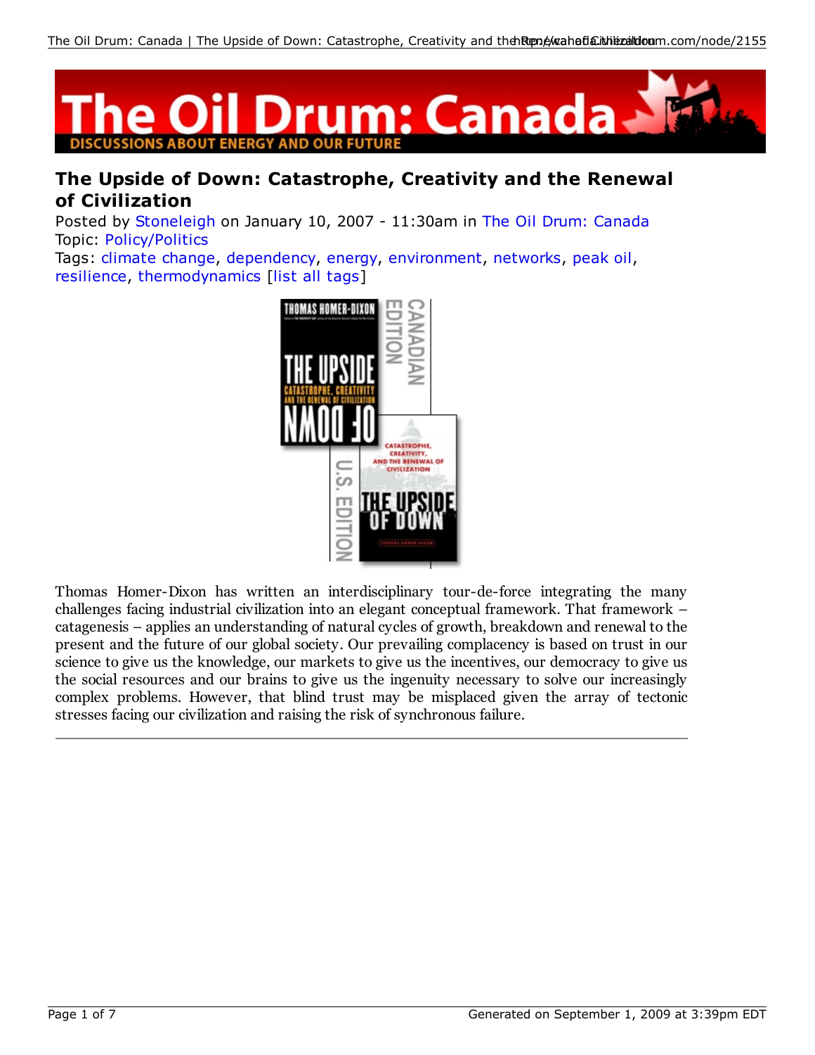# The Oil Drum: Canada

DISCUSSIONS ABOUT ENERGY AND OUR FUTURE

## The Upside of Down: Catastrophe, Creativity and the Renewal of Civilization

Posted by Stoneleigh on January 10, 2007 - 11:30am in The Oil Drum: Canada
Topic: Policy/Politics
Tags: climate change, dependency, energy, environment, networks, peak oil, resilience, thermodynamics [list all tags]

Thomas Homer-Dixon has written an interdisciplinary tour-de-force integrating the many challenges facing industrial civilization into an elegant conceptual framework. That framework – catagenesis – applies an understanding of natural cycles of growth, breakdown and renewal to the present and the future of our global society. Our prevailing complacency is based on trust in our science to give us the knowledge, our markets to give us the incentives, our democracy to give us the social resources and our brains to give us the ingenuity necessary to solve our increasingly complex problems. However, that blind trust may be misplaced given the array of tectonic stresses facing our civilization and raising the risk of synchronous failure.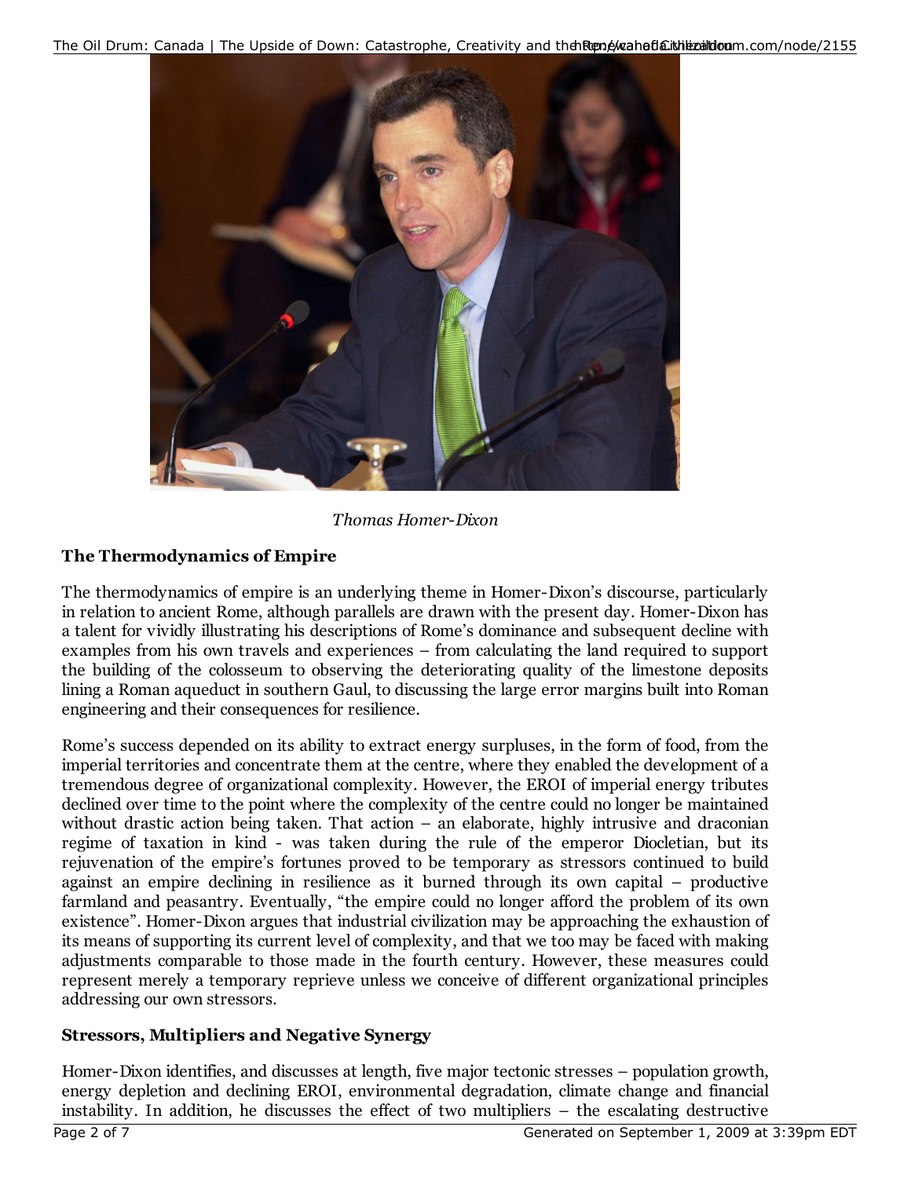*Thomas Homer-Dixon*

### The Thermodynamics of Empire

The thermodynamics of empire is an underlying theme in Homer-Dixon's discourse, particularly in relation to ancient Rome, although parallels are drawn with the present day. Homer-Dixon has a talent for vividly illustrating his descriptions of Rome's dominance and subsequent decline with examples from his own travels and experiences – from calculating the land required to support the building of the colosseum to observing the deteriorating quality of the limestone deposits lining a Roman aqueduct in southern Gaul, to discussing the large error margins built into Roman engineering and their consequences for resilience.

Rome's success depended on its ability to extract energy surpluses, in the form of food, from the imperial territories and concentrate them at the centre, where they enabled the development of a tremendous degree of organizational complexity. However, the EROI of imperial energy tributes declined over time to the point where the complexity of the centre could no longer be maintained without drastic action being taken. That action – an elaborate, highly intrusive and draconian regime of taxation in kind - was taken during the rule of the emperor Diocletian, but its rejuvenation of the empire's fortunes proved to be temporary as stressors continued to build against an empire declining in resilience as it burned through its own capital – productive farmland and peasantry. Eventually, "the empire could no longer afford the problem of its own existence". Homer-Dixon argues that industrial civilization may be approaching the exhaustion of its means of supporting its current level of complexity, and that we too may be faced with making adjustments comparable to those made in the fourth century. However, these measures could represent merely a temporary reprieve unless we conceive of different organizational principles addressing our own stressors.

### Stressors, Multipliers and Negative Synergy

Homer-Dixon identifies, and discusses at length, five major tectonic stresses – population growth, energy depletion and declining EROI, environmental degradation, climate change and financial instability. In addition, he discusses the effect of two multipliers – the escalating destructive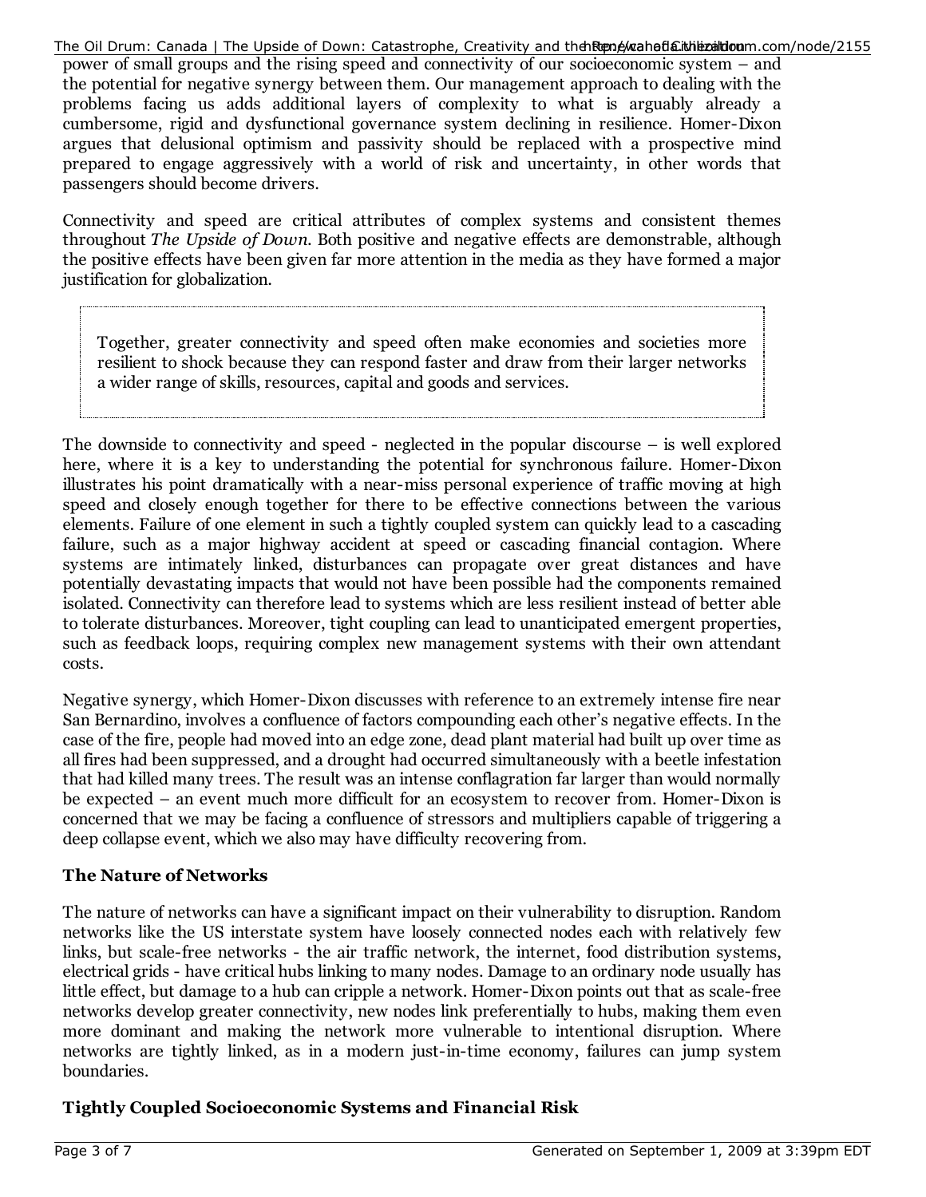power of small groups and the rising speed and connectivity of our socioeconomic system – and the potential for negative synergy between them. Our management approach to dealing with the problems facing us adds additional layers of complexity to what is arguably already a cumbersome, rigid and dysfunctional governance system declining in resilience. Homer-Dixon argues that delusional optimism and passivity should be replaced with a prospective mind prepared to engage aggressively with a world of risk and uncertainty, in other words that passengers should become drivers.

Connectivity and speed are critical attributes of complex systems and consistent themes throughout *The Upside of Down*. Both positive and negative effects are demonstrable, although the positive effects have been given far more attention in the media as they have formed a major justification for globalization.

> Together, greater connectivity and speed often make economies and societies more resilient to shock because they can respond faster and draw from their larger networks a wider range of skills, resources, capital and goods and services.

The downside to connectivity and speed - neglected in the popular discourse – is well explored here, where it is a key to understanding the potential for synchronous failure. Homer-Dixon illustrates his point dramatically with a near-miss personal experience of traffic moving at high speed and closely enough together for there to be effective connections between the various elements. Failure of one element in such a tightly coupled system can quickly lead to a cascading failure, such as a major highway accident at speed or cascading financial contagion. Where systems are intimately linked, disturbances can propagate over great distances and have potentially devastating impacts that would not have been possible had the components remained isolated. Connectivity can therefore lead to systems which are less resilient instead of better able to tolerate disturbances. Moreover, tight coupling can lead to unanticipated emergent properties, such as feedback loops, requiring complex new management systems with their own attendant costs.

Negative synergy, which Homer-Dixon discusses with reference to an extremely intense fire near San Bernardino, involves a confluence of factors compounding each other's negative effects. In the case of the fire, people had moved into an edge zone, dead plant material had built up over time as all fires had been suppressed, and a drought had occurred simultaneously with a beetle infestation that had killed many trees. The result was an intense conflagration far larger than would normally be expected – an event much more difficult for an ecosystem to recover from. Homer-Dixon is concerned that we may be facing a confluence of stressors and multipliers capable of triggering a deep collapse event, which we also may have difficulty recovering from.

### The Nature of Networks

The nature of networks can have a significant impact on their vulnerability to disruption. Random networks like the US interstate system have loosely connected nodes each with relatively few links, but scale-free networks - the air traffic network, the internet, food distribution systems, electrical grids - have critical hubs linking to many nodes. Damage to an ordinary node usually has little effect, but damage to a hub can cripple a network. Homer-Dixon points out that as scale-free networks develop greater connectivity, new nodes link preferentially to hubs, making them even more dominant and making the network more vulnerable to intentional disruption. Where networks are tightly linked, as in a modern just-in-time economy, failures can jump system boundaries.

### Tightly Coupled Socioeconomic Systems and Financial Risk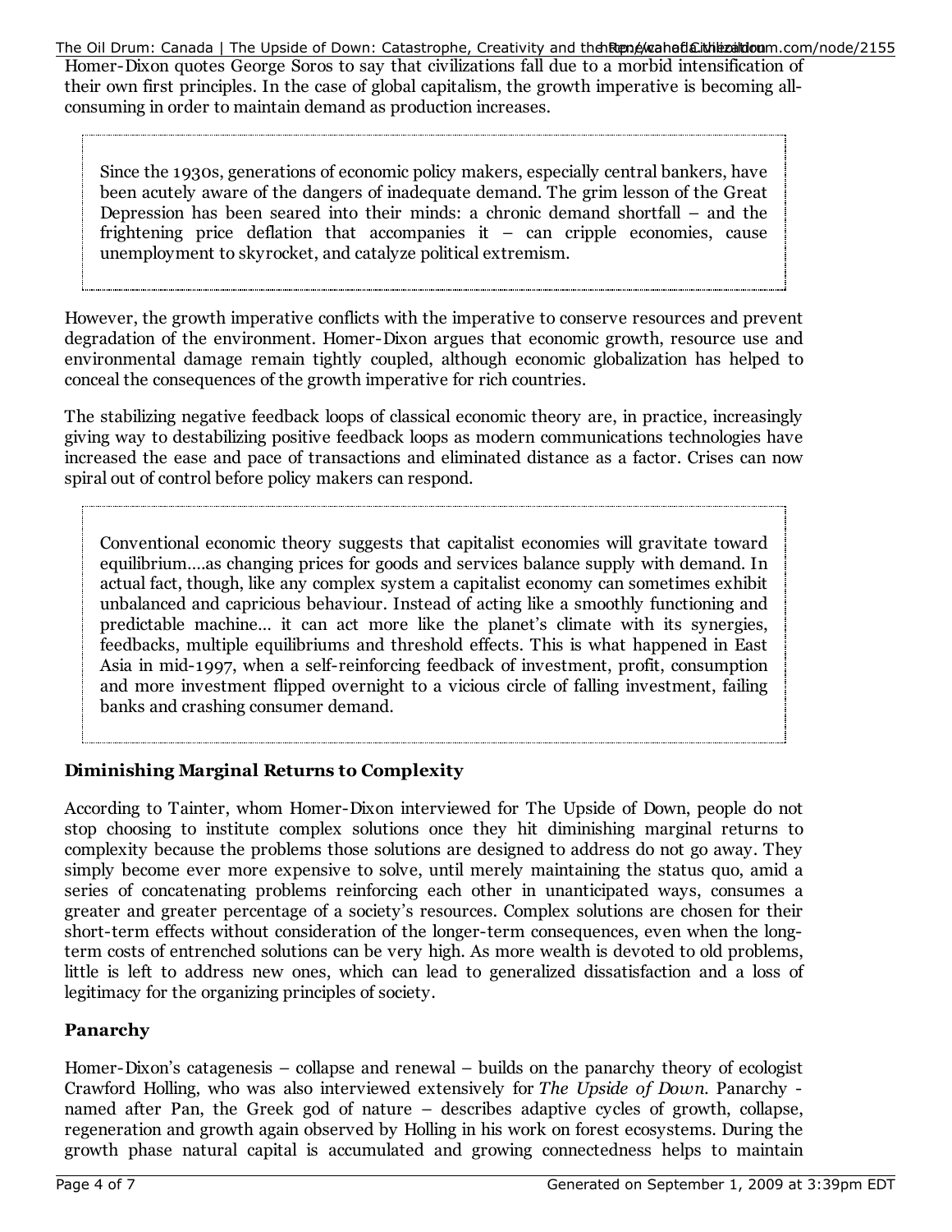Homer-Dixon quotes George Soros to say that civilizations fall due to a morbid intensification of their own first principles. In the case of global capitalism, the growth imperative is becoming all-consuming in order to maintain demand as production increases.

> Since the 1930s, generations of economic policy makers, especially central bankers, have been acutely aware of the dangers of inadequate demand. The grim lesson of the Great Depression has been seared into their minds: a chronic demand shortfall – and the frightening price deflation that accompanies it – can cripple economies, cause unemployment to skyrocket, and catalyze political extremism.

However, the growth imperative conflicts with the imperative to conserve resources and prevent degradation of the environment. Homer-Dixon argues that economic growth, resource use and environmental damage remain tightly coupled, although economic globalization has helped to conceal the consequences of the growth imperative for rich countries.

The stabilizing negative feedback loops of classical economic theory are, in practice, increasingly giving way to destabilizing positive feedback loops as modern communications technologies have increased the ease and pace of transactions and eliminated distance as a factor. Crises can now spiral out of control before policy makers can respond.

> Conventional economic theory suggests that capitalist economies will gravitate toward equilibrium….as changing prices for goods and services balance supply with demand. In actual fact, though, like any complex system a capitalist economy can sometimes exhibit unbalanced and capricious behaviour. Instead of acting like a smoothly functioning and predictable machine… it can act more like the planet's climate with its synergies, feedbacks, multiple equilibriums and threshold effects. This is what happened in East Asia in mid-1997, when a self-reinforcing feedback of investment, profit, consumption and more investment flipped overnight to a vicious circle of falling investment, failing banks and crashing consumer demand.

### Diminishing Marginal Returns to Complexity

According to Tainter, whom Homer-Dixon interviewed for The Upside of Down, people do not stop choosing to institute complex solutions once they hit diminishing marginal returns to complexity because the problems those solutions are designed to address do not go away. They simply become ever more expensive to solve, until merely maintaining the status quo, amid a series of concatenating problems reinforcing each other in unanticipated ways, consumes a greater and greater percentage of a society's resources. Complex solutions are chosen for their short-term effects without consideration of the longer-term consequences, even when the long-term costs of entrenched solutions can be very high. As more wealth is devoted to old problems, little is left to address new ones, which can lead to generalized dissatisfaction and a loss of legitimacy for the organizing principles of society.

### Panarchy

Homer-Dixon's catagenesis – collapse and renewal – builds on the panarchy theory of ecologist Crawford Holling, who was also interviewed extensively for *The Upside of Down*. Panarchy - named after Pan, the Greek god of nature – describes adaptive cycles of growth, collapse, regeneration and growth again observed by Holling in his work on forest ecosystems. During the growth phase natural capital is accumulated and growing connectedness helps to maintain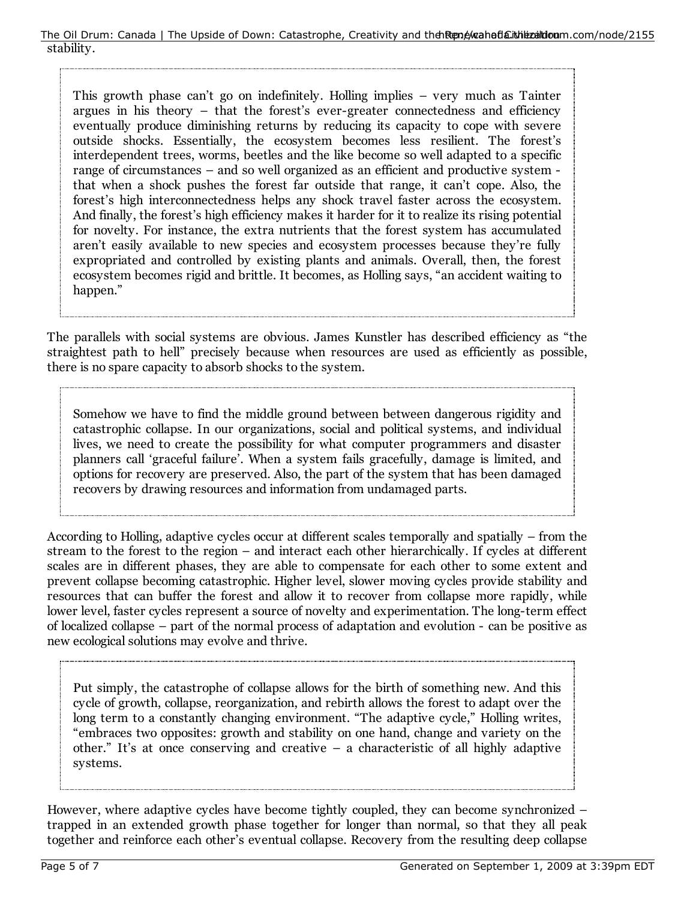stability.

> This growth phase can't go on indefinitely. Holling implies – very much as Tainter argues in his theory – that the forest's ever-greater connectedness and efficiency eventually produce diminishing returns by reducing its capacity to cope with severe outside shocks. Essentially, the ecosystem becomes less resilient. The forest's interdependent trees, worms, beetles and the like become so well adapted to a specific range of circumstances – and so well organized as an efficient and productive system - that when a shock pushes the forest far outside that range, it can't cope. Also, the forest's high interconnectedness helps any shock travel faster across the ecosystem. And finally, the forest's high efficiency makes it harder for it to realize its rising potential for novelty. For instance, the extra nutrients that the forest system has accumulated aren't easily available to new species and ecosystem processes because they're fully expropriated and controlled by existing plants and animals. Overall, then, the forest ecosystem becomes rigid and brittle. It becomes, as Holling says, "an accident waiting to happen."

The parallels with social systems are obvious. James Kunstler has described efficiency as "the straightest path to hell" precisely because when resources are used as efficiently as possible, there is no spare capacity to absorb shocks to the system.

> Somehow we have to find the middle ground between between dangerous rigidity and catastrophic collapse. In our organizations, social and political systems, and individual lives, we need to create the possibility for what computer programmers and disaster planners call 'graceful failure'. When a system fails gracefully, damage is limited, and options for recovery are preserved. Also, the part of the system that has been damaged recovers by drawing resources and information from undamaged parts.

According to Holling, adaptive cycles occur at different scales temporally and spatially – from the stream to the forest to the region – and interact each other hierarchically. If cycles at different scales are in different phases, they are able to compensate for each other to some extent and prevent collapse becoming catastrophic. Higher level, slower moving cycles provide stability and resources that can buffer the forest and allow it to recover from collapse more rapidly, while lower level, faster cycles represent a source of novelty and experimentation. The long-term effect of localized collapse – part of the normal process of adaptation and evolution - can be positive as new ecological solutions may evolve and thrive.

> Put simply, the catastrophe of collapse allows for the birth of something new. And this cycle of growth, collapse, reorganization, and rebirth allows the forest to adapt over the long term to a constantly changing environment. "The adaptive cycle," Holling writes, "embraces two opposites: growth and stability on one hand, change and variety on the other." It's at once conserving and creative – a characteristic of all highly adaptive systems.

However, where adaptive cycles have become tightly coupled, they can become synchronized – trapped in an extended growth phase together for longer than normal, so that they all peak together and reinforce each other's eventual collapse. Recovery from the resulting deep collapse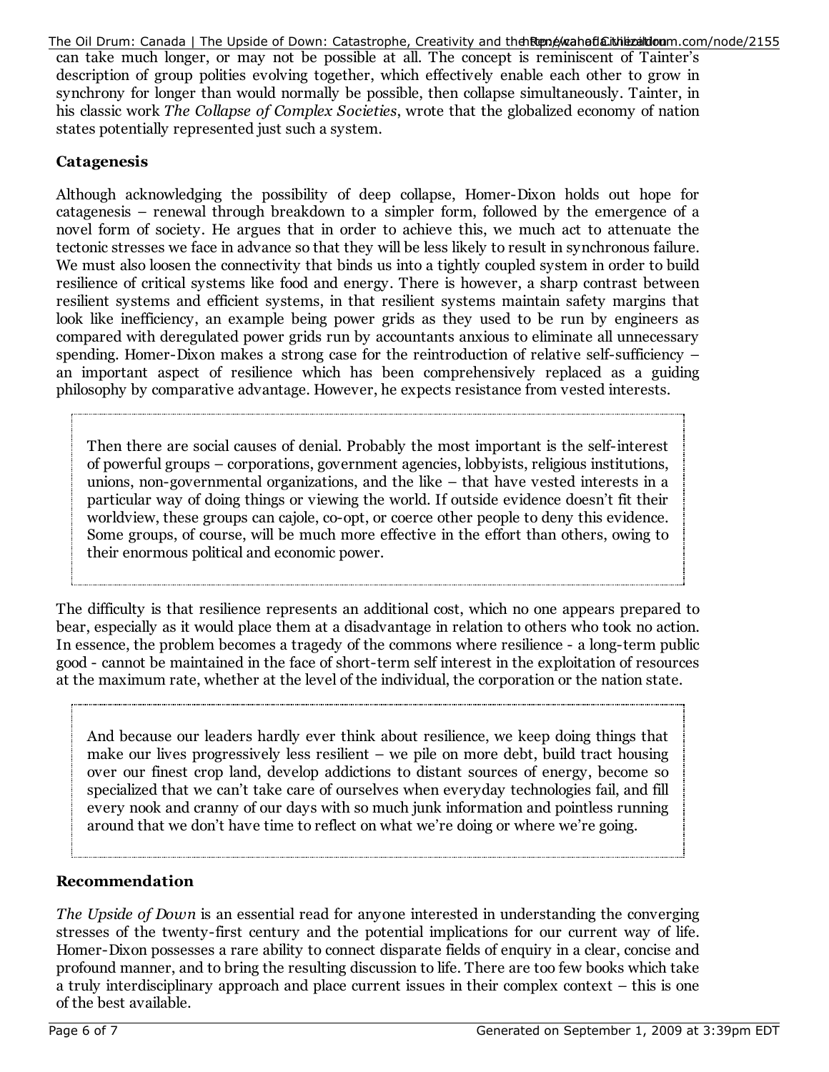can take much longer, or may not be possible at all. The concept is reminiscent of Tainter's description of group polities evolving together, which effectively enable each other to grow in synchrony for longer than would normally be possible, then collapse simultaneously. Tainter, in his classic work *The Collapse of Complex Societies*, wrote that the globalized economy of nation states potentially represented just such a system.

**Catagenesis**

Although acknowledging the possibility of deep collapse, Homer-Dixon holds out hope for catagenesis – renewal through breakdown to a simpler form, followed by the emergence of a novel form of society. He argues that in order to achieve this, we much act to attenuate the tectonic stresses we face in advance so that they will be less likely to result in synchronous failure. We must also loosen the connectivity that binds us into a tightly coupled system in order to build resilience of critical systems like food and energy. There is however, a sharp contrast between resilient systems and efficient systems, in that resilient systems maintain safety margins that look like inefficiency, an example being power grids as they used to be run by engineers as compared with deregulated power grids run by accountants anxious to eliminate all unnecessary spending. Homer-Dixon makes a strong case for the reintroduction of relative self-sufficiency – an important aspect of resilience which has been comprehensively replaced as a guiding philosophy by comparative advantage. However, he expects resistance from vested interests.

> Then there are social causes of denial. Probably the most important is the self-interest of powerful groups – corporations, government agencies, lobbyists, religious institutions, unions, non-governmental organizations, and the like – that have vested interests in a particular way of doing things or viewing the world. If outside evidence doesn't fit their worldview, these groups can cajole, co-opt, or coerce other people to deny this evidence. Some groups, of course, will be much more effective in the effort than others, owing to their enormous political and economic power.

The difficulty is that resilience represents an additional cost, which no one appears prepared to bear, especially as it would place them at a disadvantage in relation to others who took no action. In essence, the problem becomes a tragedy of the commons where resilience - a long-term public good - cannot be maintained in the face of short-term self interest in the exploitation of resources at the maximum rate, whether at the level of the individual, the corporation or the nation state.

> And because our leaders hardly ever think about resilience, we keep doing things that make our lives progressively less resilient – we pile on more debt, build tract housing over our finest crop land, develop addictions to distant sources of energy, become so specialized that we can't take care of ourselves when everyday technologies fail, and fill every nook and cranny of our days with so much junk information and pointless running around that we don't have time to reflect on what we're doing or where we're going.

**Recommendation**

*The Upside of Down* is an essential read for anyone interested in understanding the converging stresses of the twenty-first century and the potential implications for our current way of life. Homer-Dixon possesses a rare ability to connect disparate fields of enquiry in a clear, concise and profound manner, and to bring the resulting discussion to life. There are too few books which take a truly interdisciplinary approach and place current issues in their complex context – this is one of the best available.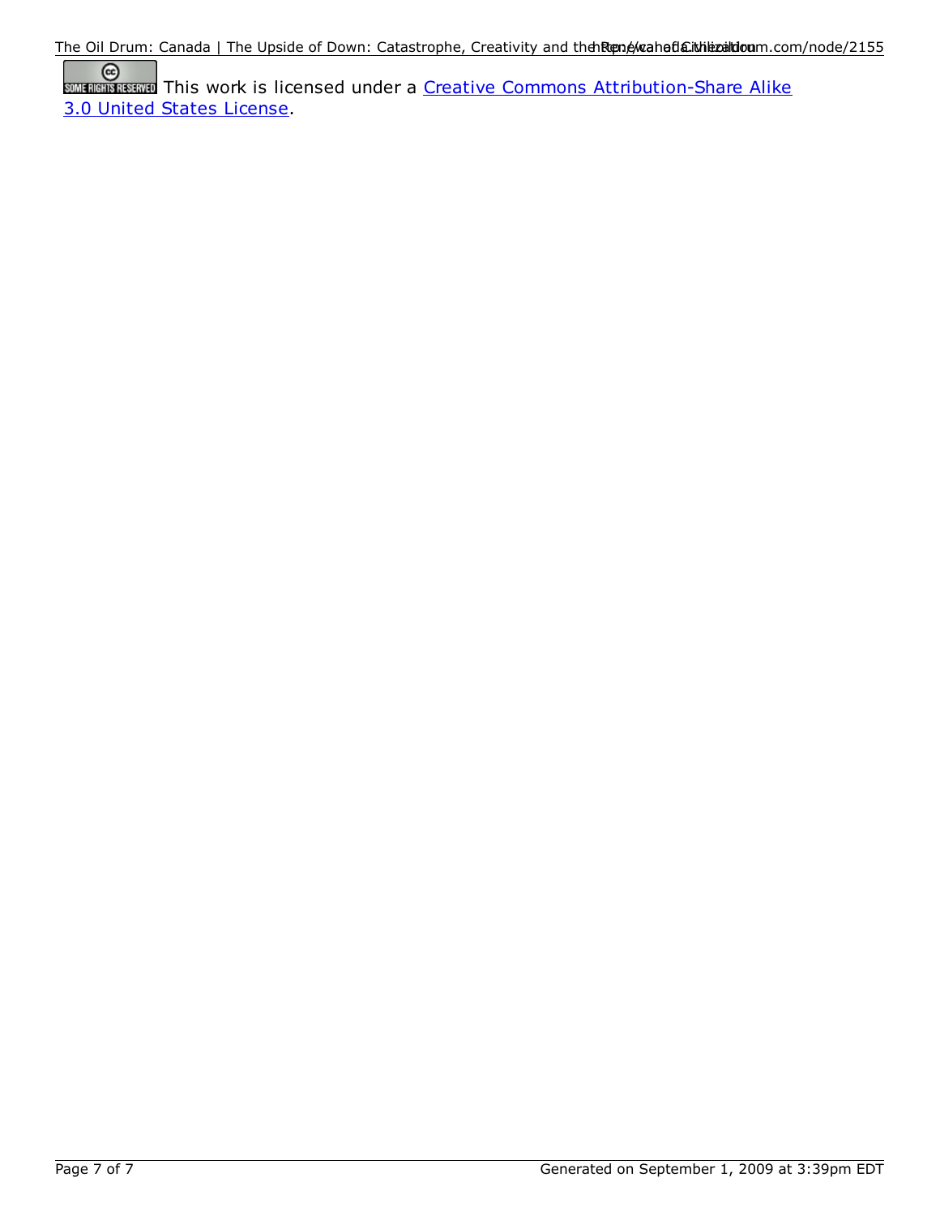This work is licensed under a Creative Commons Attribution-Share Alike 3.0 United States License.